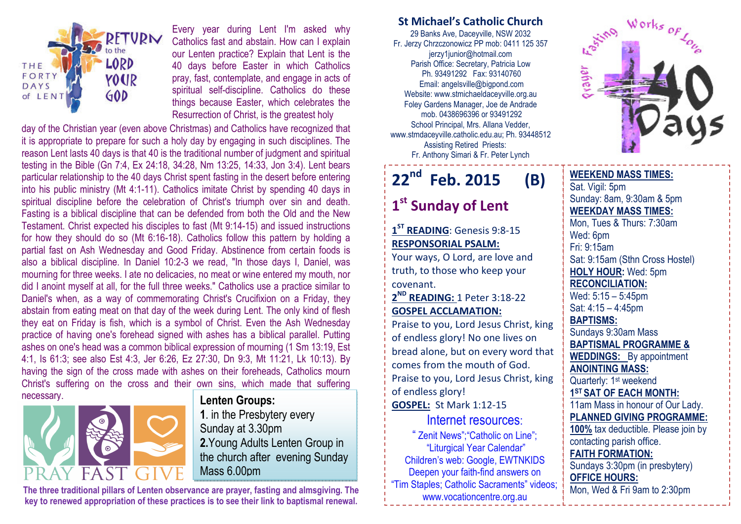RETURN to the LORD YOUR GOD

THE FORTY DAYS of LENT

Every year during Lent I'm asked why Catholics fast and abstain. How can I explain our Lenten practice? Explain that Lent is the 40 days before Easter in which Catholics pray, fast, contemplate, and engage in acts of spiritual self-discipline. Catholics do these things because Easter, which celebrates the Resurrection of Christ, is the greatest holy day of the Christian year (even above Christmas) and Catholics have recognized that it is appropriate to prepare for such a holy day by engaging in such disciplines. The reason Lent lasts 40 days is that 40 is the traditional number of judgment and spiritual testing in the Bible (Gn 7:4, Ex 24:18, 34:28, Nm 13:25, 14:33, Jon 3:4). Lent bears particular relationship to the 40 days Christ spent fasting in the desert before entering into his public ministry (Mt 4:1-11). Catholics imitate Christ by spending 40 days in spiritual discipline before the celebration of Christ's triumph over sin and death. Fasting is a biblical discipline that can be defended from both the Old and the New Testament. Christ expected his disciples to fast (Mt 9:14-15) and issued instructions for how they should do so (Mt 6:16-18). Catholics follow this pattern by holding a partial fast on Ash Wednesday and Good Friday. Abstinence from certain foods is also a biblical discipline. In Daniel 10:2-3 we read, "In those days I, Daniel, was mourning for three weeks. I ate no delicacies, no meat or wine entered my mouth, nor did I anoint myself at all, for the full three weeks." Catholics use a practice similar to Daniel's when, as a way of commemorating Christ's Crucifixion on a Friday, they abstain from eating meat on that day of the week during Lent. The only kind of flesh they eat on Friday is fish, which is a symbol of Christ. Even the Ash Wednesday practice of having one's forehead signed with ashes has a biblical parallel. Putting ashes on one's head was a common biblical expression of mourning (1 Sm 13:19, Est 4:1, Is 61:3; see also Est 4:3, Jer 6:26, Ez 27:30, Dn 9:3, Mt 11:21, Lk 10:13). By having the sign of the cross made with ashes on their foreheads, Catholics mourn Christ's suffering on the cross and their own sins, which made that suffering necessary.

PRAY FAST GIVE

**Lenten Groups:**

**1**. in the Presbytery every Sunday at 3.30pm

**2.** Young Adults Lenten Group in the church after evening Sunday Mass 6.00pm

**The three traditional pillars of Lenten observance are prayer, fasting and almsgiving. The key to renewed appropriation of these practices is to see their link to baptismal renewal.**

## St Michael's Catholic Church

29 Banks Ave, Daceyville, NSW 2032
Fr. Jerzy Chrzczonowicz PP mob: 0411 125 357
jerzy1junior@hotmail.com
Parish Office: Secretary, Patricia Low
Ph. 93491292 Fax: 93140760
Email: angelsville@bigpond.com
Website: www.stmichaeldaceyville.org.au
Foley Gardens Manager, Joe de Andrade
mob. 0438696396 or 93491292
School Principal, Mrs. Allana Vedder,
www.stmdaceyville.catholic.edu.au; Ph. 93448512
Assisting Retired Priests:
Fr. Anthony Simari & Fr. Peter Lynch

Prayer Fasting Works of Love — 40 Days

# 22nd Feb. 2015 (B)

## 1st Sunday of Lent

**1ST READING**: Genesis 9:8-15

**RESPONSORIAL PSALM:**
Your ways, O Lord, are love and truth, to those who keep your covenant.

**2ND READING:** 1 Peter 3:18-22

**GOSPEL ACCLAMATION:**
Praise to you, Lord Jesus Christ, king of endless glory! No one lives on bread alone, but on every word that comes from the mouth of God. Praise to you, Lord Jesus Christ, king of endless glory!

**GOSPEL:** St Mark 1:12-15

### Internet resources:

"Zenit News";"Catholic on Line";
"Liturgical Year Calendar"
Children's web: Google, EWTNKIDS
Deepen your faith-find answers on
"Tim Staples; Catholic Sacraments" videos;
www.vocationcentre.org.au

**WEEKEND MASS TIMES:**
Sat. Vigil: 5pm
Sunday: 8am, 9:30am & 5pm

**WEEKDAY MASS TIMES:**
Mon, Tues & Thurs: 7:30am
Wed: 6pm
Fri: 9:15am
Sat: 9:15am (Sthn Cross Hostel)

**HOLY HOUR:** Wed: 5pm

**RECONCILIATION:**
Wed: 5:15 – 5:45pm
Sat: 4:15 – 4:45pm

**BAPTISMS:**
Sundays 9:30am Mass

**BAPTISMAL PROGRAMME & WEDDINGS:** By appointment

**ANOINTING MASS:**
Quarterly: 1st weekend

**1ST SAT OF EACH MONTH:**
11am Mass in honour of Our Lady.

**PLANNED GIVING PROGRAMME:**
**100%** tax deductible. Please join by contacting parish office.

**FAITH FORMATION:**
Sundays 3:30pm (in presbytery)

**OFFICE HOURS:**
Mon, Wed & Fri 9am to 2:30pm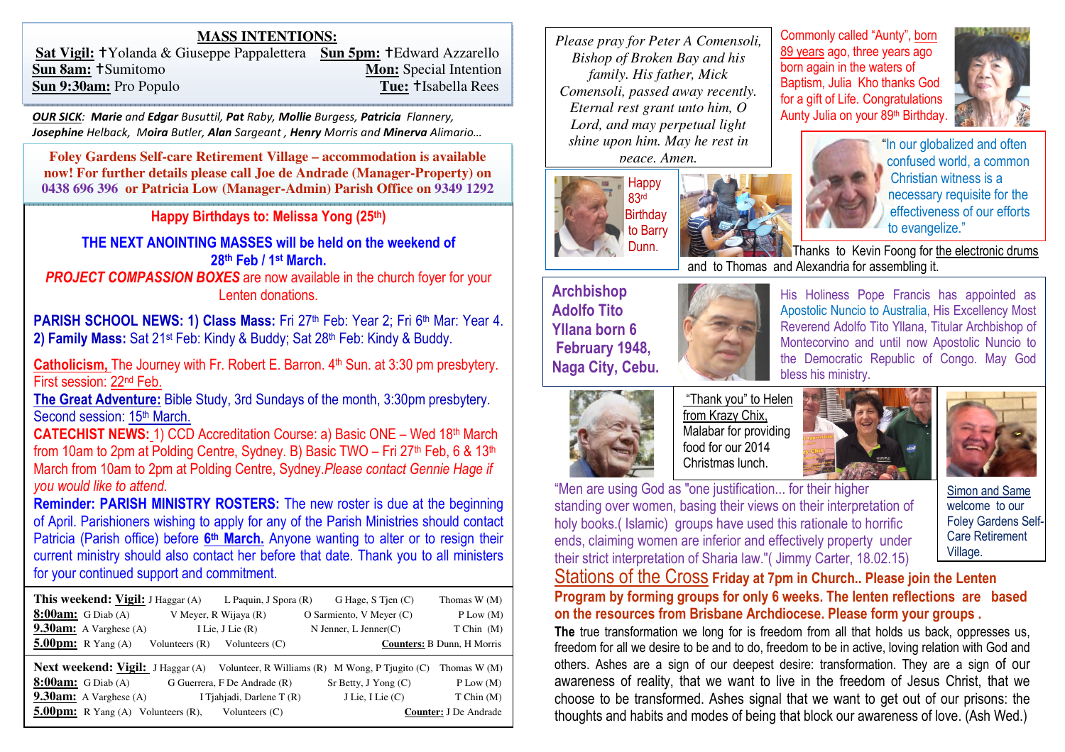## MASS INTENTIONS:

**Sat Vigil:** †Yolanda & Giuseppe Pappalettera **Sun 5pm:** †Edward Azzarello
**Sun 8am:** †Sumitomo **Mon:** Special Intention
**Sun 9:30am:** Pro Populo **Tue:** †Isabella Rees

***OUR SICK**: **Marie** and **Edgar** Busuttil, **Pat** Raby, **Mollie** Burgess, **Patricia** Flannery, **Josephine** Helback, **Moira** Butler, **Alan** Sargeant , **Henry** Morris and **Minerva** Alimario…*

**Foley Gardens Self-care Retirement Village – accommodation is available now! For further details please call Joe de Andrade (Manager-Property) on 0438 696 396 or Patricia Low (Manager-Admin) Parish Office on 9349 1292**

**Happy Birthdays to: Melissa Yong (25th)**

**THE NEXT ANOINTING MASSES will be held on the weekend of 28th Feb / 1st March.**

***PROJECT COMPASSION BOXES*** are now available in the church foyer for your Lenten donations.

**PARISH SCHOOL NEWS: 1) Class Mass:** Fri 27th Feb: Year 2; Fri 6th Mar: Year 4. **2) Family Mass:** Sat 21st Feb: Kindy & Buddy; Sat 28th Feb: Kindy & Buddy.

**Catholicism,** The Journey with Fr. Robert E. Barron. 4th Sun. at 3:30 pm presbytery. First session: 22nd Feb.

**The Great Adventure:** Bible Study, 3rd Sundays of the month, 3:30pm presbytery. Second session: 15th March.

**CATECHIST NEWS:** 1) CCD Accreditation Course: a) Basic ONE – Wed 18th March from 10am to 2pm at Polding Centre, Sydney. B) Basic TWO – Fri 27th Feb, 6 & 13th March from 10am to 2pm at Polding Centre, Sydney.*Please contact Gennie Hage if you would like to attend.*

**Reminder: PARISH MINISTRY ROSTERS:** The new roster is due at the beginning of April. Parishioners wishing to apply for any of the Parish Ministries should contact Patricia (Parish office) before **6th March.** Anyone wanting to alter or to resign their current ministry should also contact her before that date. Thank you to all ministers for your continued support and commitment.

| | | | | |
|---|---|---|---|---|
| **This weekend: Vigil:** J Haggar (A) | L Paquin, J Spora (R) | G Hage, S Tjen (C) | Thomas W (M) | |
| **8:00am:** G Diab (A) | V Meyer, R Wijaya (R) | O Sarmiento, V Meyer (C) | P Low (M) | |
| **9.30am:** A Varghese (A) | I Lie, J Lie (R) | N Jenner, L Jenner(C) | T Chin (M) | |
| **5.00pm:** R Yang (A) | Volunteers (R) | Volunteers (C) | | **Counters:** B Dunn, H Morris |

| | | | | |
|---|---|---|---|---|
| **Next weekend: Vigil:** J Haggar (A) | Volunteer, R Williams (R) | M Wong, P Tjugito (C) | Thomas W (M) | |
| **8:00am:** G Diab (A) | G Guerrera, F De Andrade (R) | Sr Betty, J Yong (C) | P Low (M) | |
| **9.30am:** A Varghese (A) | I Tjahjadi, Darlene T (R) | J Lie, I Lie (C) | T Chin (M) | |
| **5.00pm:** R Yang (A) | Volunteers (R), | Volunteers (C) | | **Counter:** J De Andrade |

*Please pray for Peter A Comensoli, Bishop of Broken Bay and his family. His father, Mick Comensoli, passed away recently. Eternal rest grant unto him, O Lord, and may perpetual light shine upon him. May he rest in peace. Amen.*

Commonly called "Aunty", born 89 years ago, three years ago born again in the waters of Baptism, Julia Kho thanks God for a gift of Life. Congratulations Aunty Julia on your 89th Birthday.

Happy 83rd Birthday to Barry Dunn.

"In our globalized and often confused world, a common Christian witness is a necessary requisite for the effectiveness of our efforts to evangelize."

Thanks to Kevin Foong for the electronic drums and to Thomas and Alexandria for assembling it.

**Archbishop Adolfo Tito Yllana born 6 February 1948, Naga City, Cebu.**

His Holiness Pope Francis has appointed as Apostolic Nuncio to Australia, His Excellency Most Reverend Adolfo Tito Yllana, Titular Archbishop of Montecorvino and until now Apostolic Nuncio to the Democratic Republic of Congo. May God bless his ministry.

"Thank you" to Helen from Krazy Chix, Malabar for providing food for our 2014 Christmas lunch.

Simon and Same welcome to our Foley Gardens Self-Care Retirement Village.

"Men are using God as "one justification... for their higher standing over women, basing their views on their interpretation of holy books.( Islamic) groups have used this rationale to horrific ends, claiming women are inferior and effectively property under their strict interpretation of Sharia law."( Jimmy Carter, 18.02.15)

Stations of the Cross **Friday at 7pm in Church.. Please join the Lenten Program by forming groups for only 6 weeks. The lenten reflections are based on the resources from Brisbane Archdiocese. Please form your groups .**

**The** true transformation we long for is freedom from all that holds us back, oppresses us, freedom for all we desire to be and to do, freedom to be in active, loving relation with God and others. Ashes are a sign of our deepest desire: transformation. They are a sign of our awareness of reality, that we want to live in the freedom of Jesus Christ, that we choose to be transformed. Ashes signal that we want to get out of our prisons: the thoughts and habits and modes of being that block our awareness of love. (Ash Wed.)